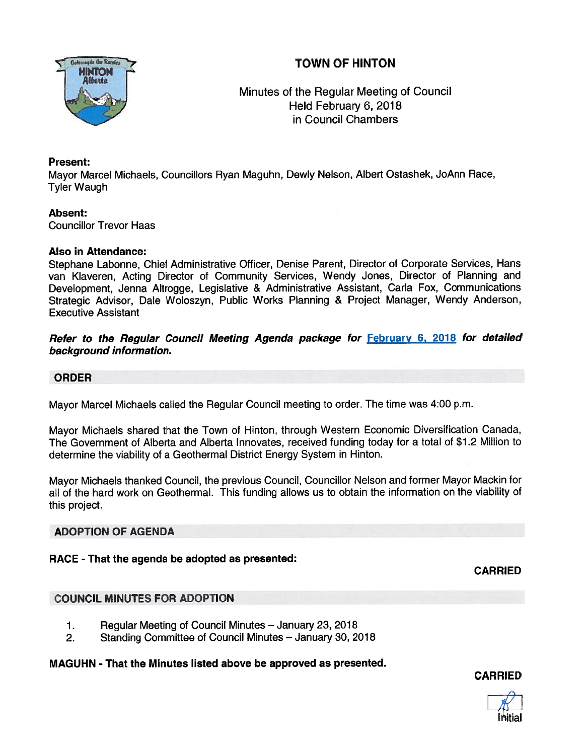# TOWN OF HINTON

Minutes of the Regular Meeting of Council
Held February 6, 2018
in Council Chambers

**Present:**
Mayor Marcel Michaels, Councillors Ryan Maguhn, Dewly Nelson, Albert Ostashek, JoAnn Race, Tyler Waugh

**Absent:**
Councillor Trevor Haas

**Also in Attendance:**
Stephane Labonne, Chief Administrative Officer, Denise Parent, Director of Corporate Services, Hans van Klaveren, Acting Director of Community Services, Wendy Jones, Director of Planning and Development, Jenna Altrogge, Legislative & Administrative Assistant, Carla Fox, Communications Strategic Advisor, Dale Woloszyn, Public Works Planning & Project Manager, Wendy Anderson, Executive Assistant

***Refer to the Regular Council Meeting Agenda package for February 6, 2018 for detailed background information.***

## ORDER

Mayor Marcel Michaels called the Regular Council meeting to order. The time was 4:00 p.m.

Mayor Michaels shared that the Town of Hinton, through Western Economic Diversification Canada, The Government of Alberta and Alberta Innovates, received funding today for a total of $1.2 Million to determine the viability of a Geothermal District Energy System in Hinton.

Mayor Michaels thanked Council, the previous Council, Councillor Nelson and former Mayor Mackin for all of the hard work on Geothermal. This funding allows us to obtain the information on the viability of this project.

## ADOPTION OF AGENDA

**RACE - That the agenda be adopted as presented:**

**CARRIED**

## COUNCIL MINUTES FOR ADOPTION

1. Regular Meeting of Council Minutes – January 23, 2018
2. Standing Committee of Council Minutes – January 30, 2018

**MAGUHN - That the Minutes listed above be approved as presented.**

**CARRIED**

Initial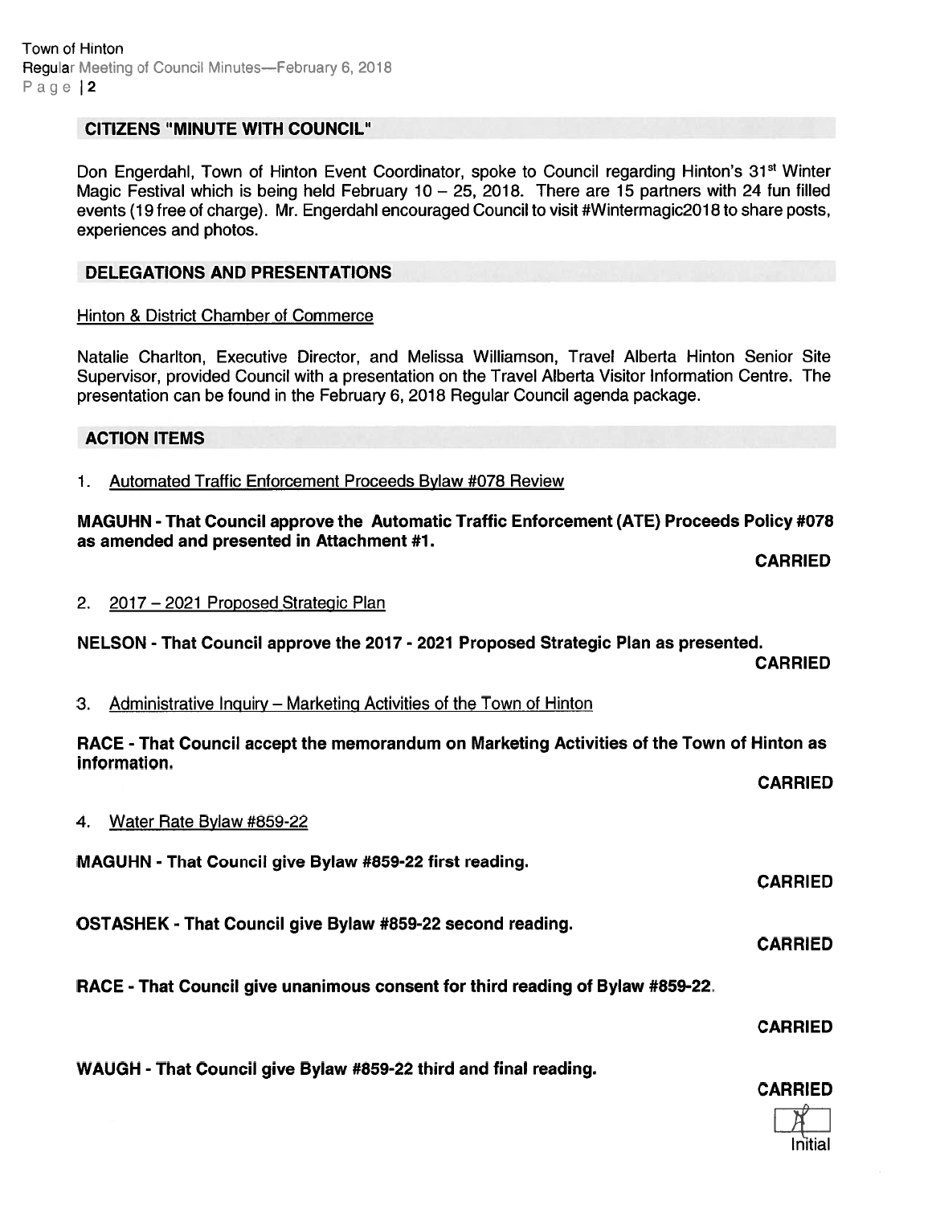## CITIZENS "MINUTE WITH COUNCIL"

Don Engerdahl, Town of Hinton Event Coordinator, spoke to Council regarding Hinton's 31st Winter Magic Festival which is being held February 10 – 25, 2018. There are 15 partners with 24 fun filled events (19 free of charge). Mr. Engerdahl encouraged Council to visit #Wintermagic2018 to share posts, experiences and photos.

## DELEGATIONS AND PRESENTATIONS

Hinton & District Chamber of Commerce

Natalie Charlton, Executive Director, and Melissa Williamson, Travel Alberta Hinton Senior Site Supervisor, provided Council with a presentation on the Travel Alberta Visitor Information Centre. The presentation can be found in the February 6, 2018 Regular Council agenda package.

## ACTION ITEMS

1. Automated Traffic Enforcement Proceeds Bylaw #078 Review

**MAGUHN - That Council approve the Automatic Traffic Enforcement (ATE) Proceeds Policy #078 as amended and presented in Attachment #1.**

**CARRIED**

2. 2017 – 2021 Proposed Strategic Plan

**NELSON - That Council approve the 2017 - 2021 Proposed Strategic Plan as presented.**

**CARRIED**

3. Administrative Inquiry – Marketing Activities of the Town of Hinton

**RACE - That Council accept the memorandum on Marketing Activities of the Town of Hinton as information.**

**CARRIED**

4. Water Rate Bylaw #859-22

**MAGUHN - That Council give Bylaw #859-22 first reading.**

**CARRIED**

**OSTASHEK - That Council give Bylaw #859-22 second reading.**

**CARRIED**

**RACE - That Council give unanimous consent for third reading of Bylaw #859-22.**

**CARRIED**

**WAUGH - That Council give Bylaw #859-22 third and final reading.**

**CARRIED**

Initial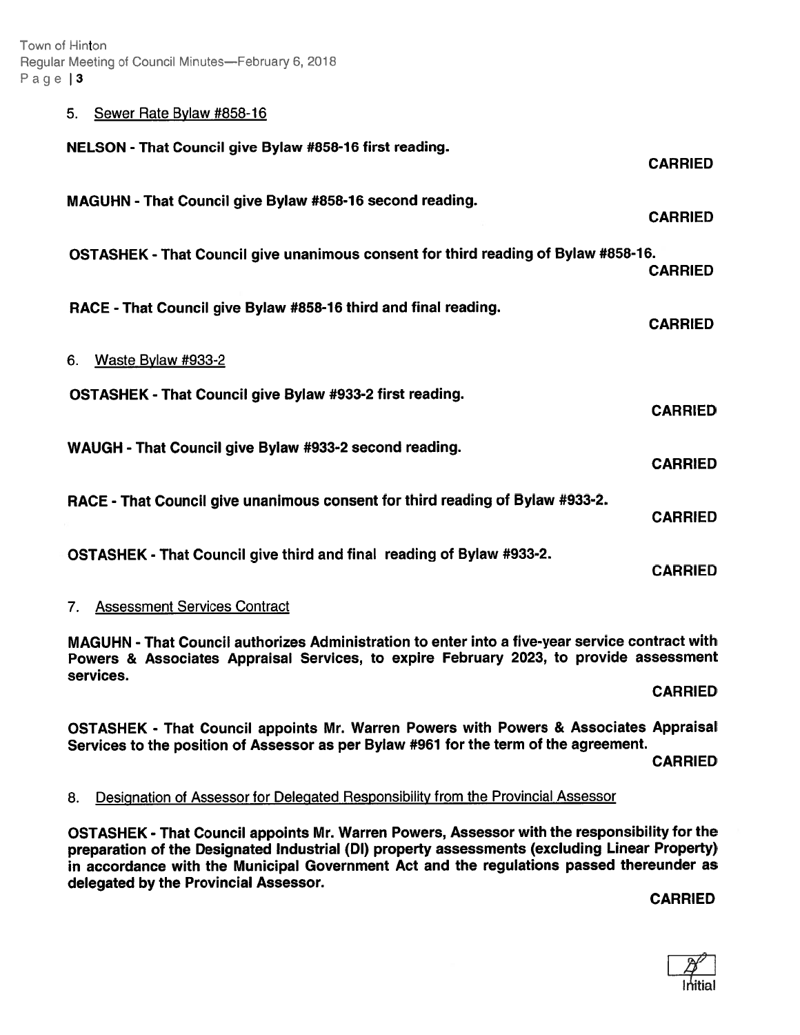5. Sewer Rate Bylaw #858-16

**NELSON - That Council give Bylaw #858-16 first reading.**

**CARRIED**

**MAGUHN - That Council give Bylaw #858-16 second reading.**

**CARRIED**

**OSTASHEK - That Council give unanimous consent for third reading of Bylaw #858-16.**

**CARRIED**

**RACE - That Council give Bylaw #858-16 third and final reading.**

**CARRIED**

6. Waste Bylaw #933-2

**OSTASHEK - That Council give Bylaw #933-2 first reading.**

**CARRIED**

**WAUGH - That Council give Bylaw #933-2 second reading.**

**CARRIED**

**RACE - That Council give unanimous consent for third reading of Bylaw #933-2.**

**CARRIED**

**OSTASHEK - That Council give third and final reading of Bylaw #933-2.**

**CARRIED**

7. Assessment Services Contract

**MAGUHN - That Council authorizes Administration to enter into a five-year service contract with Powers & Associates Appraisal Services, to expire February 2023, to provide assessment services.**

**CARRIED**

**OSTASHEK - That Council appoints Mr. Warren Powers with Powers & Associates Appraisal Services to the position of Assessor as per Bylaw #961 for the term of the agreement.**

**CARRIED**

8. Designation of Assessor for Delegated Responsibility from the Provincial Assessor

**OSTASHEK - That Council appoints Mr. Warren Powers, Assessor with the responsibility for the preparation of the Designated Industrial (DI) property assessments (excluding Linear Property) in accordance with the Municipal Government Act and the regulations passed thereunder as delegated by the Provincial Assessor.**

**CARRIED**

Initial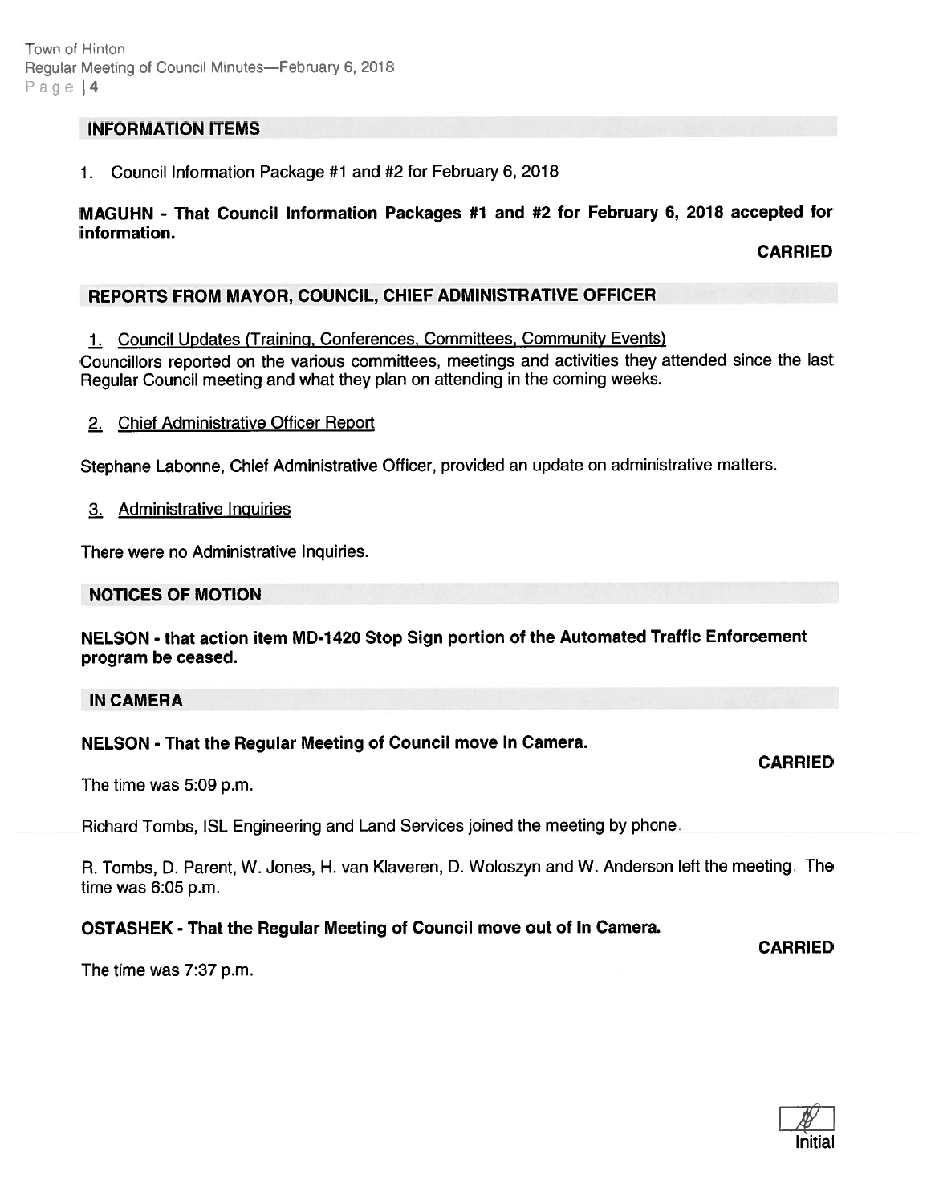## INFORMATION ITEMS

1. Council Information Package #1 and #2 for February 6, 2018

**MAGUHN - That Council Information Packages #1 and #2 for February 6, 2018 accepted for information.**

**CARRIED**

## REPORTS FROM MAYOR, COUNCIL, CHIEF ADMINISTRATIVE OFFICER

1. Council Updates (Training, Conferences, Committees, Community Events)

Councillors reported on the various committees, meetings and activities they attended since the last Regular Council meeting and what they plan on attending in the coming weeks.

2. Chief Administrative Officer Report

Stephane Labonne, Chief Administrative Officer, provided an update on administrative matters.

3. Administrative Inquiries

There were no Administrative Inquiries.

## NOTICES OF MOTION

**NELSON - that action item MD-1420 Stop Sign portion of the Automated Traffic Enforcement program be ceased.**

## IN CAMERA

**NELSON - That the Regular Meeting of Council move In Camera.**

**CARRIED**

The time was 5:09 p.m.

Richard Tombs, ISL Engineering and Land Services joined the meeting by phone.

R. Tombs, D. Parent, W. Jones, H. van Klaveren, D. Woloszyn and W. Anderson left the meeting. The time was 6:05 p.m.

**OSTASHEK - That the Regular Meeting of Council move out of In Camera.**

**CARRIED**

The time was 7:37 p.m.

Initial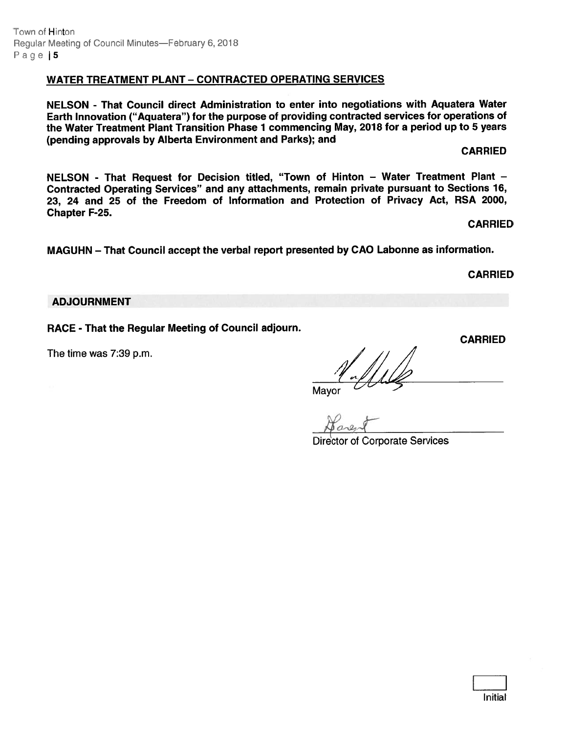## WATER TREATMENT PLANT – CONTRACTED OPERATING SERVICES

**NELSON - That Council direct Administration to enter into negotiations with Aquatera Water Earth Innovation ("Aquatera") for the purpose of providing contracted services for operations of the Water Treatment Plant Transition Phase 1 commencing May, 2018 for a period up to 5 years (pending approvals by Alberta Environment and Parks); and**

**CARRIED**

**NELSON - That Request for Decision titled, "Town of Hinton – Water Treatment Plant – Contracted Operating Services" and any attachments, remain private pursuant to Sections 16, 23, 24 and 25 of the Freedom of Information and Protection of Privacy Act, RSA 2000, Chapter F-25.**

**CARRIED**

**MAGUHN – That Council accept the verbal report presented by CAO Labonne as information.**

**CARRIED**

## ADJOURNMENT

**RACE - That the Regular Meeting of Council adjourn.**

**CARRIED**

The time was 7:39 p.m.

Mayor

Director of Corporate Services

Initial